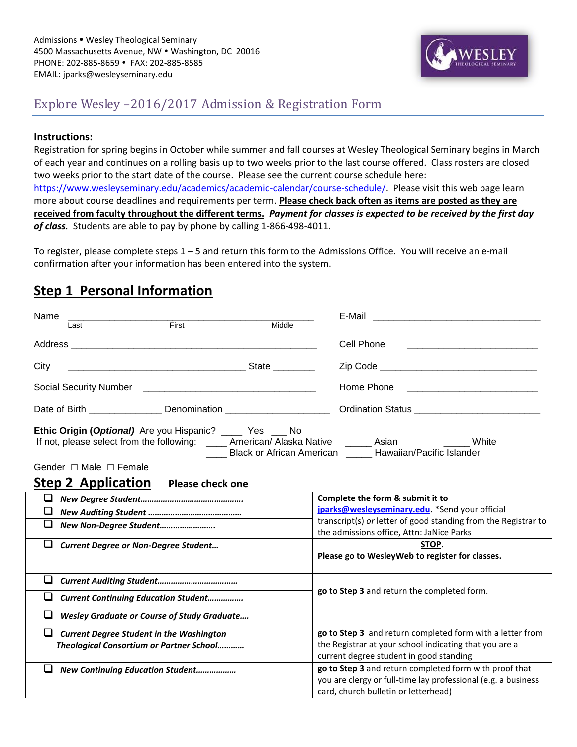Admissions • Wesley Theological Seminary
4500 Massachusetts Avenue, NW • Washington, DC 20016
PHONE: 202-885-8659 • FAX: 202-885-8585
EMAIL: jparks@wesleyseminary.edu

## Explore Wesley –2016/2017 Admission & Registration Form

**Instructions:**
Registration for spring begins in October while summer and fall courses at Wesley Theological Seminary begins in March of each year and continues on a rolling basis up to two weeks prior to the last course offered. Class rosters are closed two weeks prior to the start date of the course. Please see the current course schedule here: https://www.wesleyseminary.edu/academics/academic-calendar/course-schedule/. Please visit this web page learn more about course deadlines and requirements per term. **Please check back often as items are posted as they are received from faculty throughout the different terms.** ***Payment for classes is expected to be received by the first day of class.*** Students are able to pay by phone by calling 1-866-498-4011.

To register, please complete steps 1 – 5 and return this form to the Admissions Office. You will receive an e-mail confirmation after your information has been entered into the system.

## Step 1 Personal Information

Name ______________________________________________
Last First Middle

E-Mail ________________________________

Address ______________________________________________

Cell Phone ________________________

City _________________________________ State ________

Zip Code _____________________________

Social Security Number _________________________________

Home Phone ________________________

Date of Birth ______________ Denomination ___________________

Ordination Status _______________________

**Ethic Origin (*Optional*)** Are you Hispanic? ____ Yes ___ No
If not, please select from the following: ____ American/ Alaska Native _____ Asian _____ White
____ Black or African American _____ Hawaiian/Pacific Islander

Gender ☐ Male ☐ Female

## Step 2 Application **Please check one**

| | |
|---|---|
| ❑ ***New Degree Student……………………………………….*** <br> ❑ ***New Auditing Student …………………………………..*** <br> ❑ ***New Non-Degree Student……………………..*** | **Complete the form & submit it to jparks@wesleyseminary.edu.** *Send your official transcript(s) *or* letter of good standing from the Registrar to the admissions office, Attn: JaNice Parks |
| ❑ ***Current Degree or Non-Degree Student…*** | **STOP.** **Please go to WesleyWeb to register for classes.** |
| ❑ ***Current Auditing Student………………………………*** <br> ❑ ***Current Continuing Education Student…………….*** <br> ❑ ***Wesley Graduate or Course of Study Graduate….*** | **go to Step 3** and return the completed form. |
| ❑ ***Current Degree Student in the Washington Theological Consortium or Partner School…………*** | **go to Step 3** and return completed form with a letter from the Registrar at your school indicating that you are a current degree student in good standing |
| ❑ ***New Continuing Education Student………………*** | **go to Step 3** and return completed form with proof that you are clergy or full-time lay professional (e.g. a business card, church bulletin or letterhead) |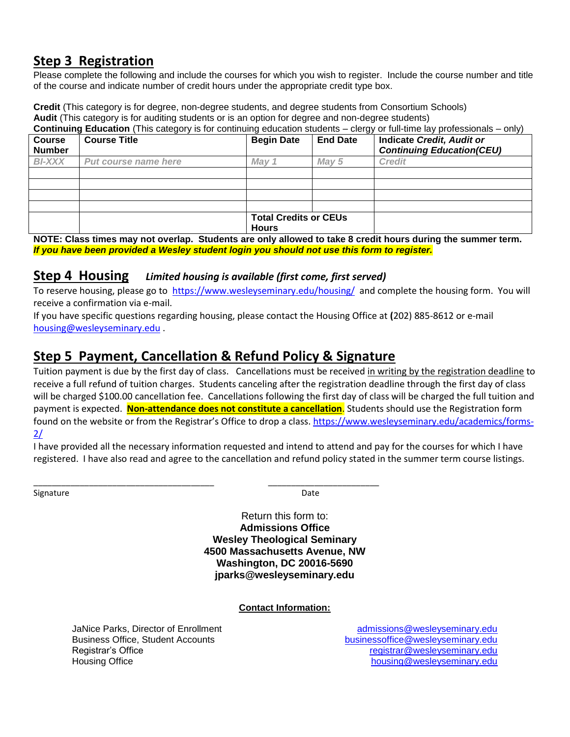## Step 3 Registration

Please complete the following and include the courses for which you wish to register. Include the course number and title of the course and indicate number of credit hours under the appropriate credit type box.

**Credit** (This category is for degree, non-degree students, and degree students from Consortium Schools)
**Audit** (This category is for auditing students or is an option for degree and non-degree students)
**Continuing Education** (This category is for continuing education students – clergy or full-time lay professionals – only)

| Course Number | Course Title | Begin Date | End Date | Indicate *Credit, Audit or Continuing Education(CEU)* |
|---|---|---|---|---|
| *BI-XXX* | *Put course name here* | *May 1* | *May 5* | *Credit* |
| | | | | |
| | | | | |
| | | | | |
| | | | | |
| | | **Total Credits or CEUs Hours** | | |

**NOTE: Class times may not overlap. Students are only allowed to take 8 credit hours during the summer term.**
***If you have been provided a Wesley student login you should not use this form to register.***

## Step 4 Housing *Limited housing is available (first come, first served)*

To reserve housing, please go to https://www.wesleyseminary.edu/housing/ and complete the housing form. You will receive a confirmation via e-mail.
If you have specific questions regarding housing, please contact the Housing Office at (202) 885-8612 or e-mail housing@wesleyseminary.edu .

## Step 5 Payment, Cancellation & Refund Policy & Signature

Tuition payment is due by the first day of class. Cancellations must be received in writing by the registration deadline to receive a full refund of tuition charges. Students canceling after the registration deadline through the first day of class will be charged $100.00 cancellation fee. Cancellations following the first day of class will be charged the full tuition and payment is expected. **Non-attendance does not constitute a cancellation**. Students should use the Registration form found on the website or from the Registrar's Office to drop a class. https://www.wesleyseminary.edu/academics/forms-2/

I have provided all the necessary information requested and intend to attend and pay for the courses for which I have registered. I have also read and agree to the cancellation and refund policy stated in the summer term course listings.

_____________________________________ _______________________
Signature Date

Return this form to:
**Admissions Office**
**Wesley Theological Seminary**
**4500 Massachusetts Avenue, NW**
**Washington, DC 20016-5690**
**jparks@wesleyseminary.edu**

**Contact Information:**

| | |
|---|---|
| JaNice Parks, Director of Enrollment | admissions@wesleyseminary.edu |
| Business Office, Student Accounts | businessoffice@wesleyseminary.edu |
| Registrar's Office | registrar@wesleyseminary.edu |
| Housing Office | housing@wesleyseminary.edu |